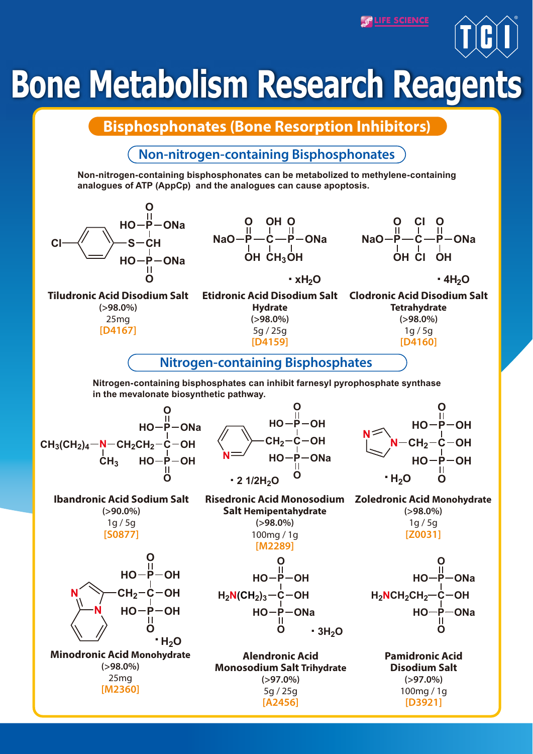# Bone Metabolism Research Reagents

## Bisphosphonates (Bone Resorption Inhibitors)

### Non-nitrogen-containing Bisphosphonates

**Non-nitrogen-containing bisphosphonates can be metabolized to methylene-containing analogues of ATP (AppCp) and the analogues can cause apoptosis.**

**Tiludronic Acid Disodium Salt**
(>98.0%)
25mg
[D4167]

**Etidronic Acid Disodium Salt Hydrate** ($\cdot xH_2O$)
(>98.0%)
5g / 25g
[D4159]

**Clodronic Acid Disodium Salt Tetrahydrate** ($\cdot 4H_2O$)
(>98.0%)
1g / 5g
[D4160]

### Nitrogen-containing Bisphosphates

**Nitrogen-containing bisphosphates can inhibit farnesyl pyrophosphate synthase in the mevalonate biosynthetic pathway.**

**Ibandronic Acid Sodium Salt**
(>90.0%)
1g / 5g
[S0877]

**Risedronic Acid Monosodium Salt Hemipentahydrate** ($\cdot 2\ 1/2H_2O$)
(>98.0%)
100mg / 1g
[M2289]

**Zoledronic Acid Monohydrate** ($\cdot H_2O$)
(>98.0%)
1g / 5g
[Z0031]

**Minodronic Acid Monohydrate** ($\cdot H_2O$)
(>98.0%)
25mg
[M2360]

**Alendronic Acid Monosodium Salt Trihydrate** ($\cdot 3H_2O$)
(>97.0%)
5g / 25g
[A2456]

**Pamidronic Acid Disodium Salt**
(>97.0%)
100mg / 1g
[D3921]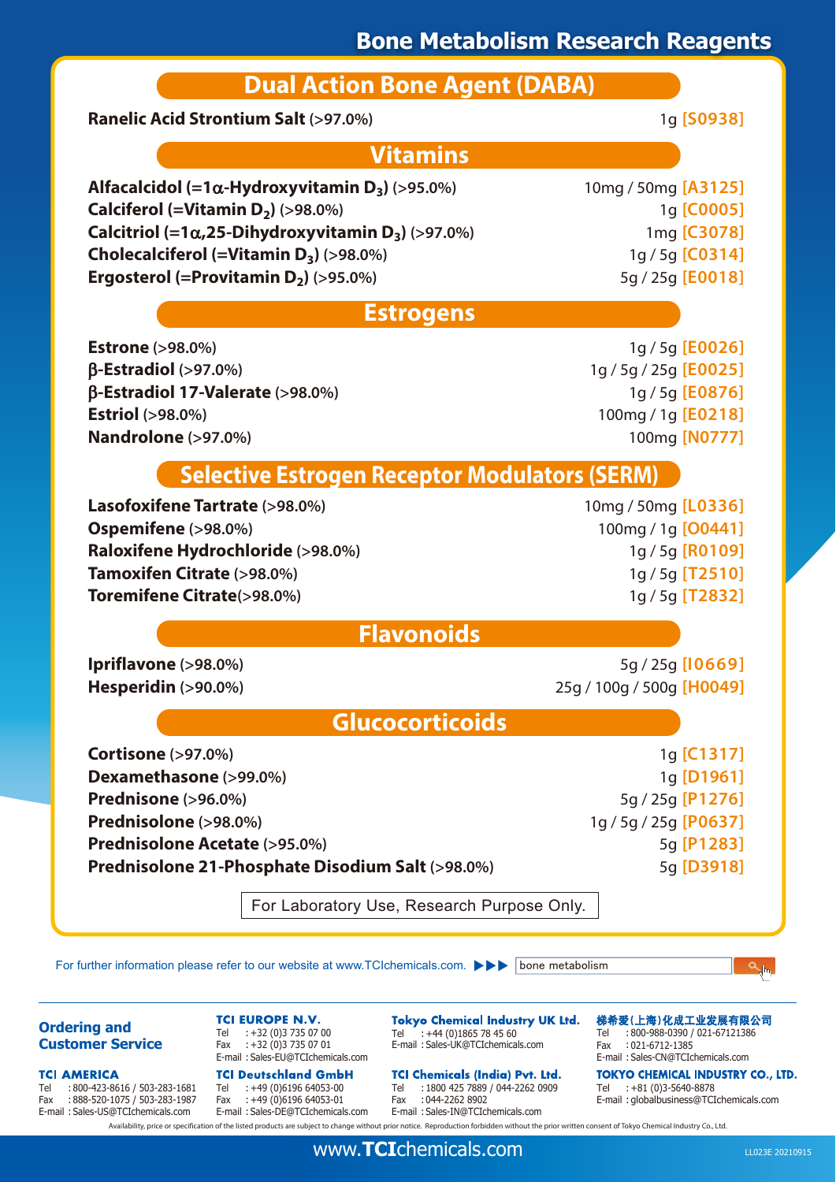# Bone Metabolism Research Reagents

## Dual Action Bone Agent (DABA)

| | | |
|---|---|---|
| **Ranelic Acid Strontium Salt** (>97.0%) | 1g | **[S0938]** |

## Vitamins

| | | |
|---|---|---|
| **Alfacalcidol (=1α-Hydroxyvitamin $D_3$)** (>95.0%) | 10mg / 50mg | **[A3125]** |
| **Calciferol (=Vitamin $D_2$)** (>98.0%) | 1g | **[C0005]** |
| **Calcitriol (=1α,25-Dihydroxyvitamin $D_3$)** (>97.0%) | 1mg | **[C3078]** |
| **Cholecalciferol (=Vitamin $D_3$)** (>98.0%) | 1g / 5g | **[C0314]** |
| **Ergosterol (=Provitamin $D_2$)** (>95.0%) | 5g / 25g | **[E0018]** |

## Estrogens

| | | |
|---|---|---|
| **Estrone** (>98.0%) | 1g / 5g | **[E0026]** |
| **β-Estradiol** (>97.0%) | 1g / 5g / 25g | **[E0025]** |
| **β-Estradiol 17-Valerate** (>98.0%) | 1g / 5g | **[E0876]** |
| **Estriol** (>98.0%) | 100mg / 1g | **[E0218]** |
| **Nandrolone** (>97.0%) | 100mg | **[N0777]** |

## Selective Estrogen Receptor Modulators (SERM)

| | | |
|---|---|---|
| **Lasofoxifene Tartrate** (>98.0%) | 10mg / 50mg | **[L0336]** |
| **Ospemifene** (>98.0%) | 100mg / 1g | **[O0441]** |
| **Raloxifene Hydrochloride** (>98.0%) | 1g / 5g | **[R0109]** |
| **Tamoxifen Citrate** (>98.0%) | 1g / 5g | **[T2510]** |
| **Toremifene Citrate**(>98.0%) | 1g / 5g | **[T2832]** |

## Flavonoids

| | | |
|---|---|---|
| **Ipriflavone** (>98.0%) | 5g / 25g | **[I0669]** |
| **Hesperidin** (>90.0%) | 25g / 100g / 500g | **[H0049]** |

## Glucocorticoids

| | | |
|---|---|---|
| **Cortisone** (>97.0%) | 1g | **[C1317]** |
| **Dexamethasone** (>99.0%) | 1g | **[D1961]** |
| **Prednisone** (>96.0%) | 5g / 25g | **[P1276]** |
| **Prednisolone** (>98.0%) | 1g / 5g / 25g | **[P0637]** |
| **Prednisolone Acetate** (>95.0%) | 5g | **[P1283]** |
| **Prednisolone 21-Phosphate Disodium Salt** (>98.0%) | 5g | **[D3918]** |

For Laboratory Use, Research Purpose Only.

For further information please refer to our website at www.TCIchemicals.com. ▶▶▶ bone metabolism

**Ordering and Customer Service**

**TCI AMERICA**
Tel : 800-423-8616 / 503-283-1681
Fax : 888-520-1075 / 503-283-1987
E-mail : Sales-US@TCIchemicals.com

**TCI EUROPE N.V.**
Tel : +32 (0)3 735 07 00
Fax : +32 (0)3 735 07 01
E-mail : Sales-EU@TCIchemicals.com

**TCI Deutschland GmbH**
Tel : +49 (0)6196 64053-00
Fax : +49 (0)6196 64053-01
E-mail : Sales-DE@TCIchemicals.com

**Tokyo Chemical Industry UK Ltd.**
Tel : +44 (0)1865 78 45 60
E-mail : Sales-UK@TCIchemicals.com

**TCI Chemicals (India) Pvt. Ltd.**
Tel : 1800 425 7889 / 044-2262 0909
Fax : 044-2262 8902
E-mail : Sales-IN@TCIchemicals.com

**梯希爱(上海)化成工业发展有限公司**
Tel : 800-988-0390 / 021-67121386
Fax : 021-6712-1385
E-mail : Sales-CN@TCIchemicals.com

**TOKYO CHEMICAL INDUSTRY CO., LTD.**
Tel : +81 (0)3-5640-8878
E-mail : globalbusiness@TCIchemicals.com

Availability, price or specification of the listed products are subject to change without prior notice. Reproduction forbidden without the prior written consent of Tokyo Chemical Industry Co., Ltd.

www.TCIchemicals.com

LL023E 20210915